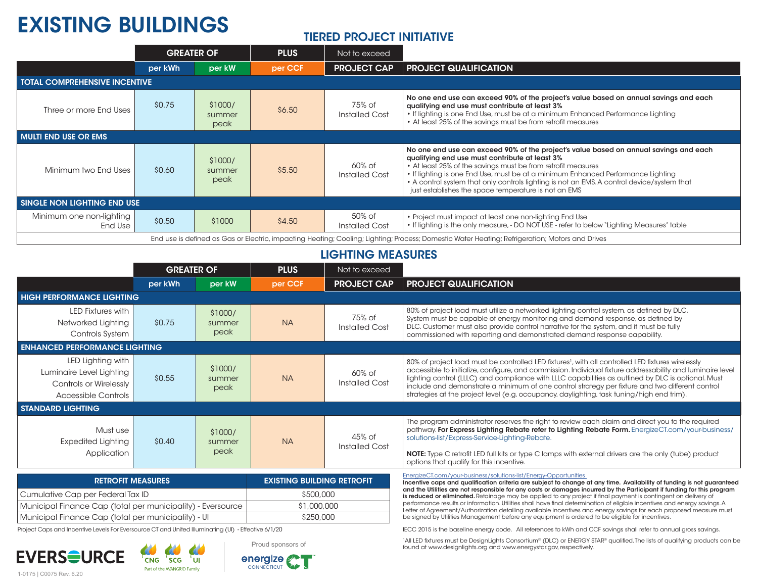# EXISTING BUILDINGS

## TIERED PROJECT INITIATIVE

| | GREATER OF | | PLUS | Not to exceed | |
|---|---|---|---|---|---|
| | per kWh | per kW | per CCF | PROJECT CAP | PROJECT QUALIFICATION |
| **TOTAL COMPREHENSIVE INCENTIVE** | | | | | |
| Three or more End Uses | $0.75 | $1000/ summer peak | $6.50 | 75% of Installed Cost | **No one end use can exceed 90% of the project's value based on annual savings and each qualifying end use must contribute at least 3%** • If lighting is one End Use, must be at a minimum Enhanced Performance Lighting • At least 25% of the savings must be from retrofit measures |
| **MULTI END USE OR EMS** | | | | | |
| Minimum two End Uses | $0.60 | $1000/ summer peak | $5.50 | 60% of Installed Cost | **No one end use can exceed 90% of the project's value based on annual savings and each qualifying end use must contribute at least 3%** • At least 25% of the savings must be from retrofit measures • If lighting is one End Use, must be at a minimum Enhanced Performance Lighting • A control system that only controls lighting is not an EMS. A control device/system that just establishes the space temperature is not an EMS |
| **SINGLE NON LIGHTING END USE** | | | | | |
| Minimum one non-lighting End Use | $0.50 | $1000 | $4.50 | 50% of Installed Cost | • Project must impact at least one non-lighting End Use • If lighting is the only measure, - DO NOT USE - refer to below "Lighting Measures" table |
| End use is defined as Gas or Electric, impacting Heating; Cooling; Lighting; Process; Domestic Water Heating; Refrigeration; Motors and Drives | | | | | |

## LIGHTING MEASURES

| | GREATER OF | | PLUS | Not to exceed | |
|---|---|---|---|---|---|
| | per kWh | per kW | per CCF | PROJECT CAP | PROJECT QUALIFICATION |
| **HIGH PERFORMANCE LIGHTING** | | | | | |
| LED Fixtures with Networked Lighting Controls System | $0.75 | $1000/ summer peak | NA | 75% of Installed Cost | 80% of project load must utilize a networked lighting control system, as defined by DLC. System must be capable of energy monitoring and demand response, as defined by DLC. Customer must also provide control narrative for the system, and it must be fully commissioned with reporting and demonstrated demand response capability. |
| **ENHANCED PERFORMANCE LIGHTING** | | | | | |
| LED Lighting with Luminaire Level Lighting Controls or Wirelessly Accessible Controls | $0.55 | $1000/ summer peak | NA | 60% of Installed Cost | 80% of project load must be controlled LED fixtures[1], with all controlled LED fixtures wirelessly accessible to initialize, configure, and commission. Individual fixture addressability and luminaire level lighting control (LLLC) and compliance with LLLC capabilities as outlined by DLC is optional. Must include and demonstrate a minimum of one control strategy per fixture and two different control strategies at the project level (e.g. occupancy, daylighting, task tuning/high end trim). |
| **STANDARD LIGHTING** | | | | | |
| Must use Expedited Lighting Application | $0.40 | $1000/ summer peak | NA | 45% of Installed Cost | The program administrator reserves the right to review each claim and direct you to the required pathway. **For Express Lighting Rebate refer to Lighting Rebate Form.** EnergizeCT.com/your-business/solutions-list/Express-Service-Lighting-Rebate. **NOTE:** Type C retrofit LED full kits or type C lamps with external drivers are the only (tube) product options that qualify for this incentive. |

| RETROFIT MEASURES | EXISTING BUILDING RETROFIT |
|---|---|
| Cumulative Cap per Federal Tax ID | $500,000 |
| Municipal Finance Cap (total per municipality) - Eversource | $1,000,000 |
| Municipal Finance Cap (total per municipality) - UI | $250,000 |

Project Caps and Incentive Levels For Eversource CT and United Illuminating (UI) - Effective 6/1/20

EnergizeCT.com/your-business/solutions-list/Energy-Opportunities

**Incentive caps and qualification criteria are subject to change at any time. Availability of funding is not guaranteed and the Utilities are not responsible for any costs or damages incurred by the Participant if funding for this program is reduced or eliminated.** Retainage may be applied to any project if final payment is contingent on delivery of performance results or information. Utilities shall have final determination of eligible incentives and energy savings. A Letter of Agreement/Authorization detailing available incentives and energy savings for each proposed measure must be signed by Utilities Management before any equipment is ordered to be eligible for incentives.

IECC 2015 is the baseline energy code. All references to kWh and CCF savings shall refer to annual gross savings.

[1]All LED fixtures must be DesignLights Consortium® (DLC) or ENERGY STAR® qualified. The lists of qualifying products can be found at www.designlights.org and www.energystar.gov, respectively.

EVERSOURCE | CNG SCG UI Part of the AVANGRID Family | Proud sponsors of energize CONNECTICUT

1-0175 | C0075 Rev. 6.20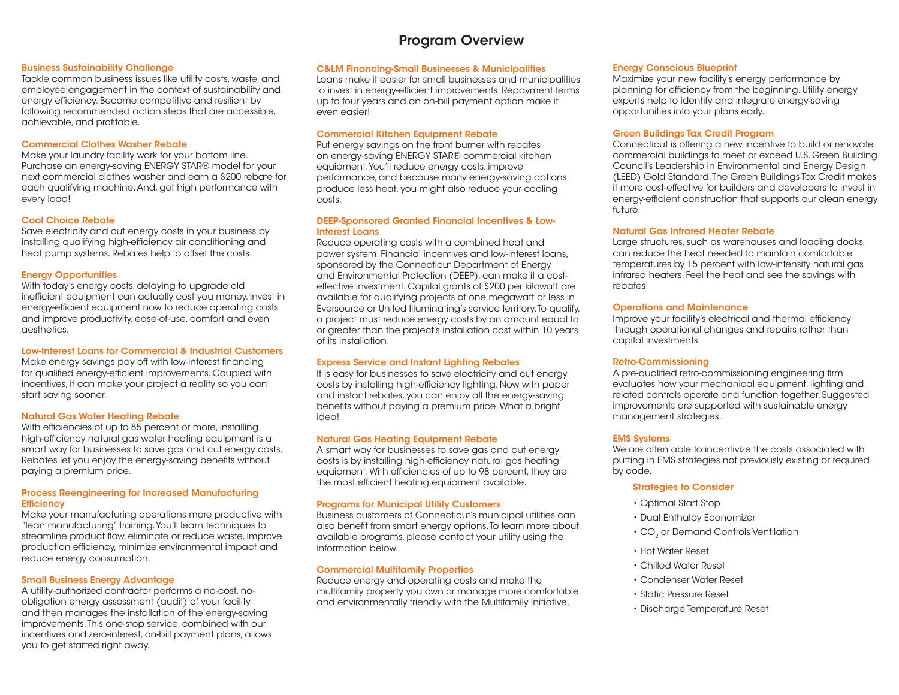# Program Overview

### Business Sustainability Challenge

Tackle common business issues like utility costs, waste, and employee engagement in the context of sustainability and energy efficiency. Become competitive and resilient by following recommended action steps that are accessible, achievable, and profitable.

### Commercial Clothes Washer Rebate

Make your laundry facility work for your bottom line. Purchase an energy-saving ENERGY STAR® model for your next commercial clothes washer and earn a $200 rebate for each qualifying machine. And, get high performance with every load!

### Cool Choice Rebate

Save electricity and cut energy costs in your business by installing qualifying high-efficiency air conditioning and heat pump systems. Rebates help to offset the costs.

### Energy Opportunities

With today's energy costs, delaying to upgrade old inefficient equipment can actually cost you money. Invest in energy-efficient equipment now to reduce operating costs and improve productivity, ease-of-use, comfort and even aesthetics.

### Low-Interest Loans for Commercial & Industrial Customers

Make energy savings pay off with low-interest financing for qualified energy-efficient improvements. Coupled with incentives, it can make your project a reality so you can start saving sooner.

### Natural Gas Water Heating Rebate

With efficiencies of up to 85 percent or more, installing high-efficiency natural gas water heating equipment is a smart way for businesses to save gas and cut energy costs. Rebates let you enjoy the energy-saving benefits without paying a premium price.

### Process Reengineering for Increased Manufacturing Efficiency

Make your manufacturing operations more productive with "lean manufacturing" training. You'll learn techniques to streamline product flow, eliminate or reduce waste, improve production efficiency, minimize environmental impact and reduce energy consumption.

### Small Business Energy Advantage

A utility-authorized contractor performs a no-cost, no-obligation energy assessment (audit) of your facility and then manages the installation of the energy-saving improvements. This one-stop service, combined with our incentives and zero-interest, on-bill payment plans, allows you to get started right away.

### C&LM Financing-Small Businesses & Municipalities

Loans make it easier for small businesses and municipalities to invest in energy-efficient improvements. Repayment terms up to four years and an on-bill payment option make it even easier!

### Commercial Kitchen Equipment Rebate

Put energy savings on the front burner with rebates on energy-saving ENERGY STAR® commercial kitchen equipment. You'll reduce energy costs, improve performance, and because many energy-saving options produce less heat, you might also reduce your cooling costs.

### DEEP-Sponsored Granted Financial Incentives & Low-Interest Loans

Reduce operating costs with a combined heat and power system. Financial incentives and low-interest loans, sponsored by the Connecticut Department of Energy and Environmental Protection (DEEP), can make it a cost-effective investment. Capital grants of $200 per kilowatt are available for qualifying projects of one megawatt or less in Eversource or United Illuminating's service territory. To qualify, a project must reduce energy costs by an amount equal to or greater than the project's installation cost within 10 years of its installation.

### Express Service and Instant Lighting Rebates

It is easy for businesses to save electricity and cut energy costs by installing high-efficiency lighting. Now with paper and instant rebates, you can enjoy all the energy-saving benefits without paying a premium price. What a bright idea!

### Natural Gas Heating Equipment Rebate

A smart way for businesses to save gas and cut energy costs is by installing high-efficiency natural gas heating equipment. With efficiencies of up to 98 percent, they are the most efficient heating equipment available.

### Programs for Municipal Utility Customers

Business customers of Connecticut's municipal utilities can also benefit from smart energy options. To learn more about available programs, please contact your utility using the information below.

### Commercial Multifamily Properties

Reduce energy and operating costs and make the multifamily property you own or manage more comfortable and environmentally friendly with the Multifamily Initiative.

### Energy Conscious Blueprint

Maximize your new facility's energy performance by planning for efficiency from the beginning. Utility energy experts help to identify and integrate energy-saving opportunities into your plans early.

### Green Buildings Tax Credit Program

Connecticut is offering a new incentive to build or renovate commercial buildings to meet or exceed U.S. Green Building Council's Leadership in Environmental and Energy Design (LEED) Gold Standard. The Green Buildings Tax Credit makes it more cost-effective for builders and developers to invest in energy-efficient construction that supports our clean energy future.

### Natural Gas Infrared Heater Rebate

Large structures, such as warehouses and loading docks, can reduce the heat needed to maintain comfortable temperatures by 15 percent with low-intensity natural gas infrared heaters. Feel the heat and see the savings with rebates!

### Operations and Maintenance

Improve your facility's electrical and thermal efficiency through operational changes and repairs rather than capital investments.

### Retro-Commissioning

A pre-qualified retro-commissioning engineering firm evaluates how your mechanical equipment, lighting and related controls operate and function together. Suggested improvements are supported with sustainable energy management strategies.

### EMS Systems

We are often able to incentivize the costs associated with putting in EMS strategies not previously existing or required by code.

#### Strategies to Consider

- Optimal Start Stop
- Dual Enthalpy Economizer
- $CO_2$ or Demand Controls Ventilation
- Hot Water Reset
- Chilled Water Reset
- Condenser Water Reset
- Static Pressure Reset
- Discharge Temperature Reset